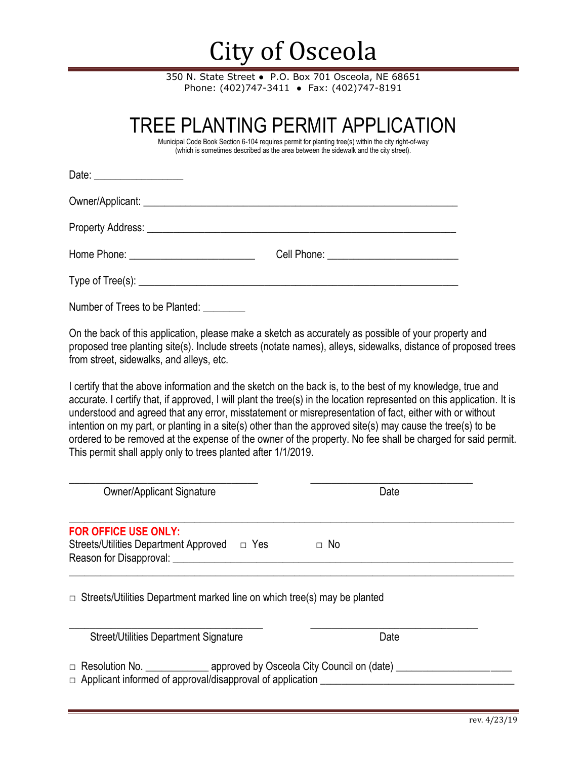# City of Osceola

350 N. State Street • P.O. Box 701 Osceola, NE 68651
Phone: (402)747-3411 • Fax: (402)747-8191

## TREE PLANTING PERMIT APPLICATION

Municipal Code Book Section 6-104 requires permit for planting tree(s) within the city right-of-way (which is sometimes described as the area between the sidewalk and the city street).

Date: ________________

Owner/Applicant: ____________________________________________________________

Property Address: ____________________________________________________________

Home Phone: _______________________ Cell Phone: ________________________

Type of Tree(s): ______________________________________________________________

Number of Trees to be Planted: ________

On the back of this application, please make a sketch as accurately as possible of your property and proposed tree planting site(s). Include streets (notate names), alleys, sidewalks, distance of proposed trees from street, sidewalks, and alleys, etc.

I certify that the above information and the sketch on the back is, to the best of my knowledge, true and accurate. I certify that, if approved, I will plant the tree(s) in the location represented on this application. It is understood and agreed that any error, misstatement or misrepresentation of fact, either with or without intention on my part, or planting in a site(s) other than the approved site(s) may cause the tree(s) to be ordered to be removed at the expense of the owner of the property. No fee shall be charged for said permit. This permit shall apply only to trees planted after 1/1/2019.

___________________________________ ______________________________

Owner/Applicant Signature Date

---

**FOR OFFICE USE ONLY:**

Streets/Utilities Department Approved □ Yes □ No

Reason for Disapproval: ________________________________________________________________

____________________________________________________________________________________

□ Streets/Utilities Department marked line on which tree(s) may be planted

___________________________________ ______________________________

Street/Utilities Department Signature Date

□ Resolution No. ___________ approved by Osceola City Council on (date) ____________________

□ Applicant informed of approval/disapproval of application ___________________________________

rev. 4/23/19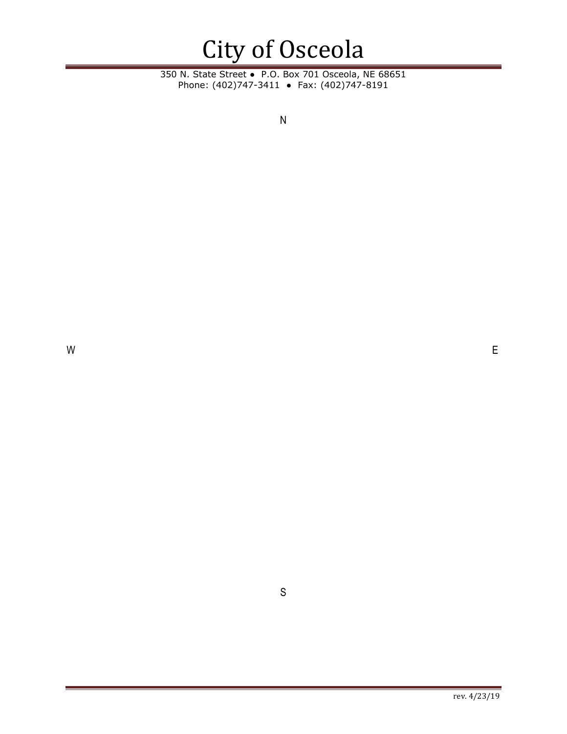# City of Osceola

350 N. State Street ● P.O. Box 701 Osceola, NE 68651
Phone: (402)747-3411 ● Fax: (402)747-8191

N

W

E

S

rev. 4/23/19